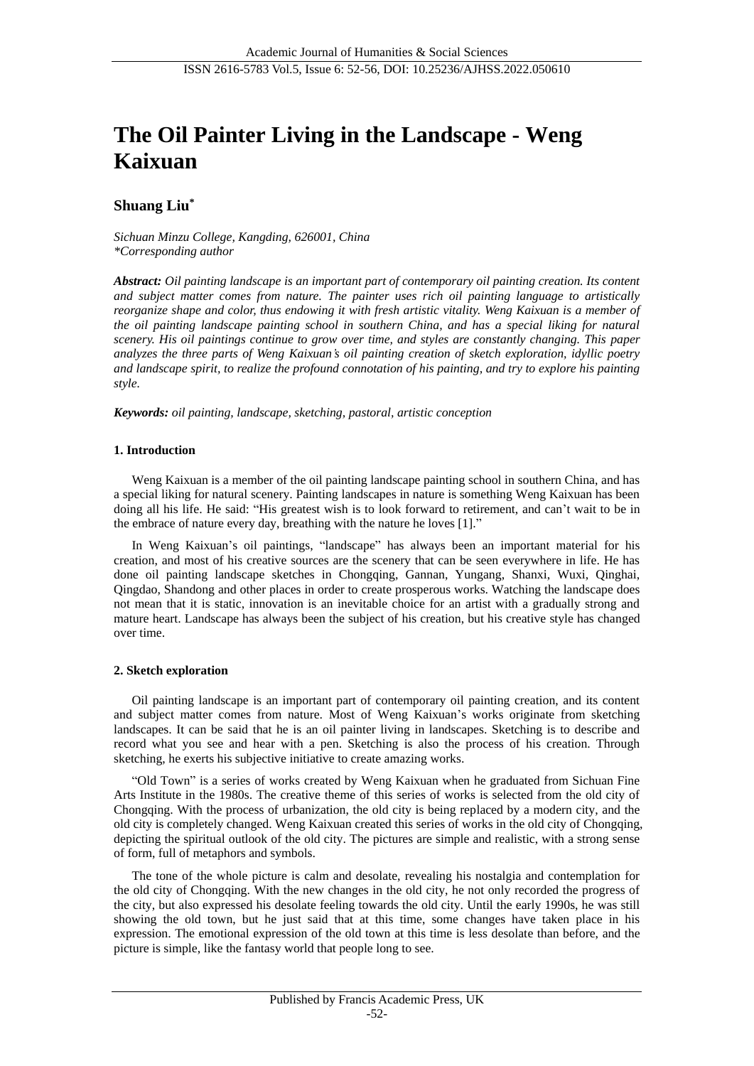# The Oil Painter Living in the Landscape - Weng Kaixuan

**Shuang Liu***

*Sichuan Minzu College, Kangding, 626001, China*
*\*Corresponding author*

***Abstract:** Oil painting landscape is an important part of contemporary oil painting creation. Its content and subject matter comes from nature. The painter uses rich oil painting language to artistically reorganize shape and color, thus endowing it with fresh artistic vitality. Weng Kaixuan is a member of the oil painting landscape painting school in southern China, and has a special liking for natural scenery. His oil paintings continue to grow over time, and styles are constantly changing. This paper analyzes the three parts of Weng Kaixuan's oil painting creation of sketch exploration, idyllic poetry and landscape spirit, to realize the profound connotation of his painting, and try to explore his painting style.*

***Keywords:** oil painting, landscape, sketching, pastoral, artistic conception*

## 1. Introduction

Weng Kaixuan is a member of the oil painting landscape painting school in southern China, and has a special liking for natural scenery. Painting landscapes in nature is something Weng Kaixuan has been doing all his life. He said: "His greatest wish is to look forward to retirement, and can't wait to be in the embrace of nature every day, breathing with the nature he loves [1]."

In Weng Kaixuan's oil paintings, "landscape" has always been an important material for his creation, and most of his creative sources are the scenery that can be seen everywhere in life. He has done oil painting landscape sketches in Chongqing, Gannan, Yungang, Shanxi, Wuxi, Qinghai, Qingdao, Shandong and other places in order to create prosperous works. Watching the landscape does not mean that it is static, innovation is an inevitable choice for an artist with a gradually strong and mature heart. Landscape has always been the subject of his creation, but his creative style has changed over time.

## 2. Sketch exploration

Oil painting landscape is an important part of contemporary oil painting creation, and its content and subject matter comes from nature. Most of Weng Kaixuan's works originate from sketching landscapes. It can be said that he is an oil painter living in landscapes. Sketching is to describe and record what you see and hear with a pen. Sketching is also the process of his creation. Through sketching, he exerts his subjective initiative to create amazing works.

"Old Town" is a series of works created by Weng Kaixuan when he graduated from Sichuan Fine Arts Institute in the 1980s. The creative theme of this series of works is selected from the old city of Chongqing. With the process of urbanization, the old city is being replaced by a modern city, and the old city is completely changed. Weng Kaixuan created this series of works in the old city of Chongqing, depicting the spiritual outlook of the old city. The pictures are simple and realistic, with a strong sense of form, full of metaphors and symbols.

The tone of the whole picture is calm and desolate, revealing his nostalgia and contemplation for the old city of Chongqing. With the new changes in the old city, he not only recorded the progress of the city, but also expressed his desolate feeling towards the old city. Until the early 1990s, he was still showing the old town, but he just said that at this time, some changes have taken place in his expression. The emotional expression of the old town at this time is less desolate than before, and the picture is simple, like the fantasy world that people long to see.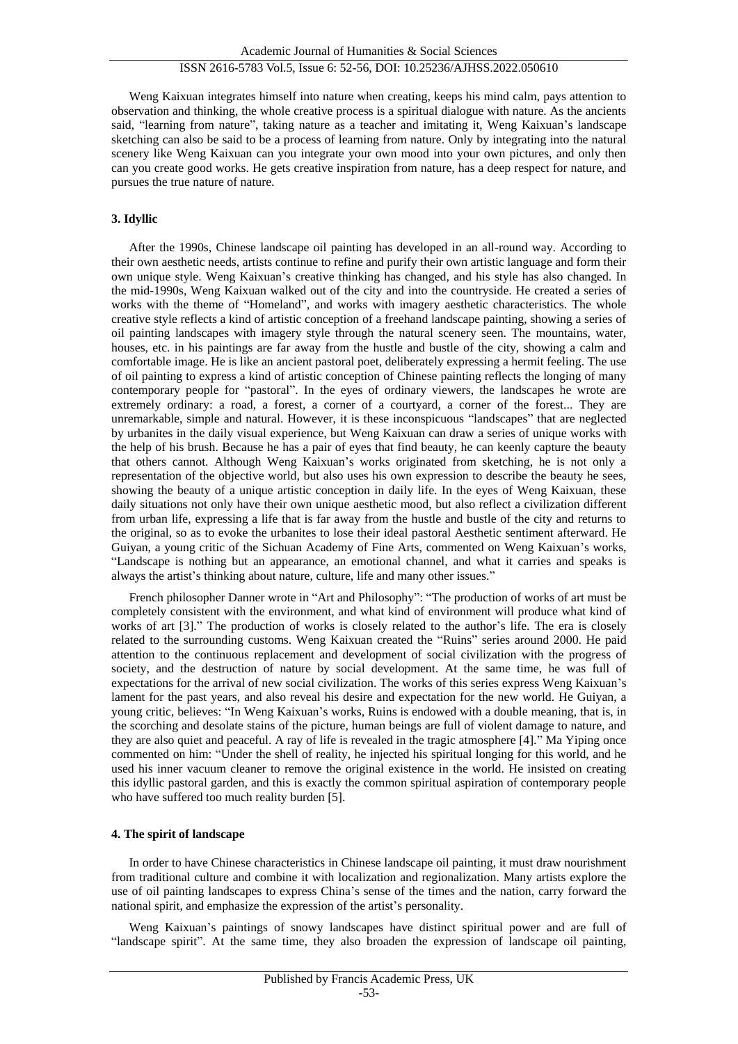Weng Kaixuan integrates himself into nature when creating, keeps his mind calm, pays attention to observation and thinking, the whole creative process is a spiritual dialogue with nature. As the ancients said, "learning from nature", taking nature as a teacher and imitating it, Weng Kaixuan's landscape sketching can also be said to be a process of learning from nature. Only by integrating into the natural scenery like Weng Kaixuan can you integrate your own mood into your own pictures, and only then can you create good works. He gets creative inspiration from nature, has a deep respect for nature, and pursues the true nature of nature.

### 3. Idyllic

After the 1990s, Chinese landscape oil painting has developed in an all-round way. According to their own aesthetic needs, artists continue to refine and purify their own artistic language and form their own unique style. Weng Kaixuan's creative thinking has changed, and his style has also changed. In the mid-1990s, Weng Kaixuan walked out of the city and into the countryside. He created a series of works with the theme of "Homeland", and works with imagery aesthetic characteristics. The whole creative style reflects a kind of artistic conception of a freehand landscape painting, showing a series of oil painting landscapes with imagery style through the natural scenery seen. The mountains, water, houses, etc. in his paintings are far away from the hustle and bustle of the city, showing a calm and comfortable image. He is like an ancient pastoral poet, deliberately expressing a hermit feeling. The use of oil painting to express a kind of artistic conception of Chinese painting reflects the longing of many contemporary people for "pastoral". In the eyes of ordinary viewers, the landscapes he wrote are extremely ordinary: a road, a forest, a corner of a courtyard, a corner of the forest... They are unremarkable, simple and natural. However, it is these inconspicuous "landscapes" that are neglected by urbanites in the daily visual experience, but Weng Kaixuan can draw a series of unique works with the help of his brush. Because he has a pair of eyes that find beauty, he can keenly capture the beauty that others cannot. Although Weng Kaixuan's works originated from sketching, he is not only a representation of the objective world, but also uses his own expression to describe the beauty he sees, showing the beauty of a unique artistic conception in daily life. In the eyes of Weng Kaixuan, these daily situations not only have their own unique aesthetic mood, but also reflect a civilization different from urban life, expressing a life that is far away from the hustle and bustle of the city and returns to the original, so as to evoke the urbanites to lose their ideal pastoral Aesthetic sentiment afterward. He Guiyan, a young critic of the Sichuan Academy of Fine Arts, commented on Weng Kaixuan's works, "Landscape is nothing but an appearance, an emotional channel, and what it carries and speaks is always the artist's thinking about nature, culture, life and many other issues."

French philosopher Danner wrote in "Art and Philosophy": "The production of works of art must be completely consistent with the environment, and what kind of environment will produce what kind of works of art [3]." The production of works is closely related to the author's life. The era is closely related to the surrounding customs. Weng Kaixuan created the "Ruins" series around 2000. He paid attention to the continuous replacement and development of social civilization with the progress of society, and the destruction of nature by social development. At the same time, he was full of expectations for the arrival of new social civilization. The works of this series express Weng Kaixuan's lament for the past years, and also reveal his desire and expectation for the new world. He Guiyan, a young critic, believes: "In Weng Kaixuan's works, Ruins is endowed with a double meaning, that is, in the scorching and desolate stains of the picture, human beings are full of violent damage to nature, and they are also quiet and peaceful. A ray of life is revealed in the tragic atmosphere [4]." Ma Yiping once commented on him: "Under the shell of reality, he injected his spiritual longing for this world, and he used his inner vacuum cleaner to remove the original existence in the world. He insisted on creating this idyllic pastoral garden, and this is exactly the common spiritual aspiration of contemporary people who have suffered too much reality burden [5].

### 4. The spirit of landscape

In order to have Chinese characteristics in Chinese landscape oil painting, it must draw nourishment from traditional culture and combine it with localization and regionalization. Many artists explore the use of oil painting landscapes to express China's sense of the times and the nation, carry forward the national spirit, and emphasize the expression of the artist's personality.

Weng Kaixuan's paintings of snowy landscapes have distinct spiritual power and are full of "landscape spirit". At the same time, they also broaden the expression of landscape oil painting,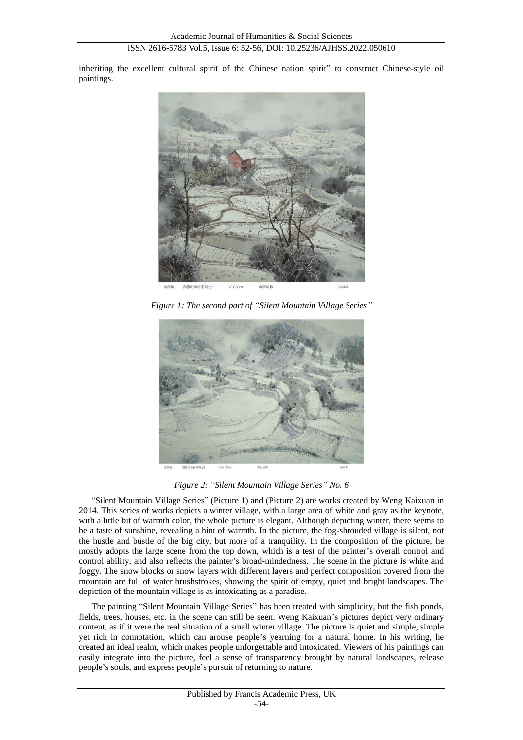inheriting the excellent cultural spirit of the Chinese nation spirit" to construct Chinese-style oil paintings.

*Figure 1: The second part of "Silent Mountain Village Series"*

*Figure 2: "Silent Mountain Village Series" No. 6*

"Silent Mountain Village Series" (Picture 1) and (Picture 2) are works created by Weng Kaixuan in 2014. This series of works depicts a winter village, with a large area of white and gray as the keynote, with a little bit of warmth color, the whole picture is elegant. Although depicting winter, there seems to be a taste of sunshine, revealing a hint of warmth. In the picture, the fog-shrouded village is silent, not the hustle and bustle of the big city, but more of a tranquility. In the composition of the picture, he mostly adopts the large scene from the top down, which is a test of the painter's overall control and control ability, and also reflects the painter's broad-mindedness. The scene in the picture is white and foggy. The snow blocks or snow layers with different layers and perfect composition covered from the mountain are full of water brushstrokes, showing the spirit of empty, quiet and bright landscapes. The depiction of the mountain village is as intoxicating as a paradise.

The painting "Silent Mountain Village Series" has been treated with simplicity, but the fish ponds, fields, trees, houses, etc. in the scene can still be seen. Weng Kaixuan's pictures depict very ordinary content, as if it were the real situation of a small winter village. The picture is quiet and simple, simple yet rich in connotation, which can arouse people's yearning for a natural home. In his writing, he created an ideal realm, which makes people unforgettable and intoxicated. Viewers of his paintings can easily integrate into the picture, feel a sense of transparency brought by natural landscapes, release people's souls, and express people's pursuit of returning to nature.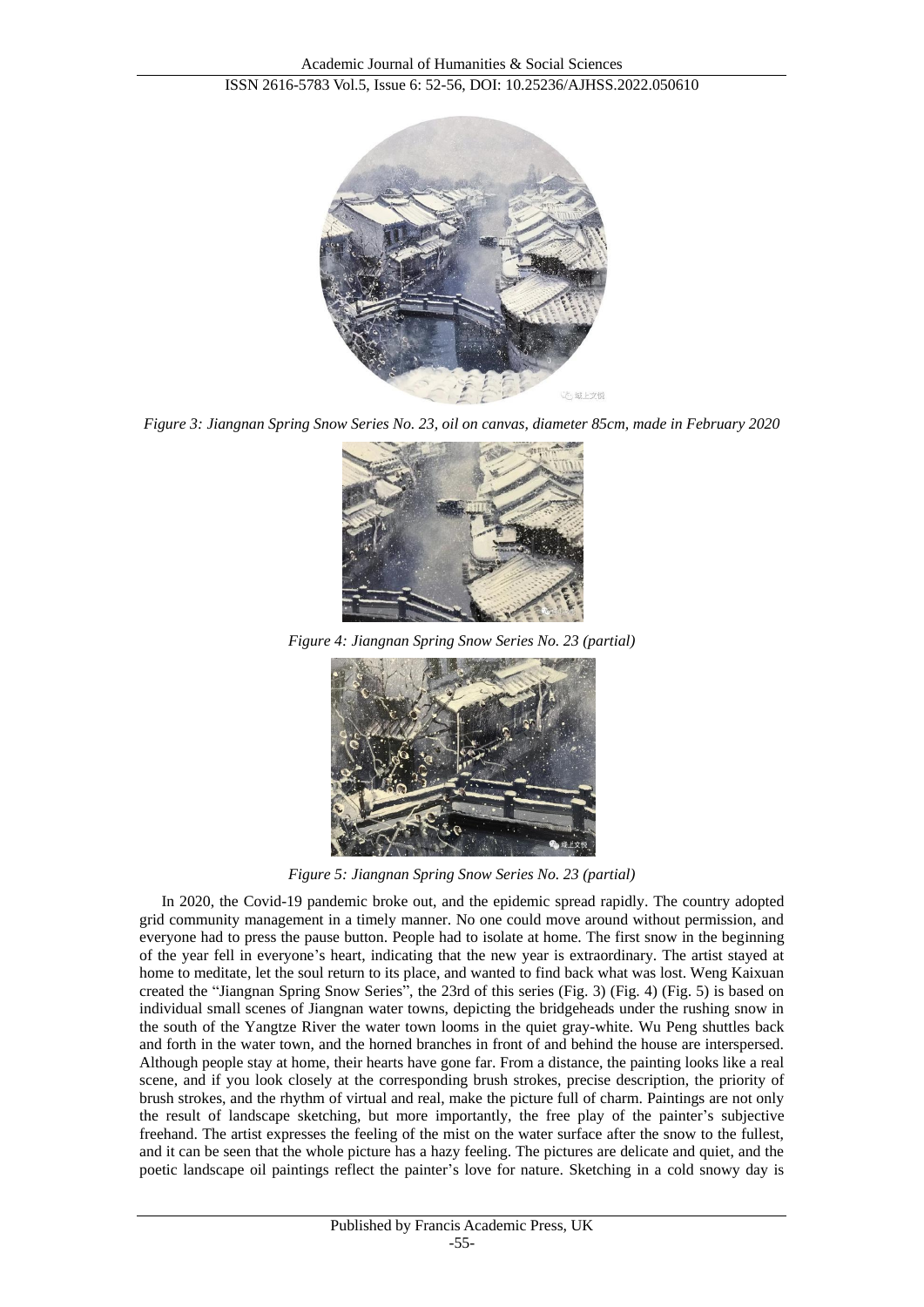*Figure 3: Jiangnan Spring Snow Series No. 23, oil on canvas, diameter 85cm, made in February 2020*

*Figure 4: Jiangnan Spring Snow Series No. 23 (partial)*

*Figure 5: Jiangnan Spring Snow Series No. 23 (partial)*

In 2020, the Covid-19 pandemic broke out, and the epidemic spread rapidly. The country adopted grid community management in a timely manner. No one could move around without permission, and everyone had to press the pause button. People had to isolate at home. The first snow in the beginning of the year fell in everyone's heart, indicating that the new year is extraordinary. The artist stayed at home to meditate, let the soul return to its place, and wanted to find back what was lost. Weng Kaixuan created the "Jiangnan Spring Snow Series", the 23rd of this series (Fig. 3) (Fig. 4) (Fig. 5) is based on individual small scenes of Jiangnan water towns, depicting the bridgeheads under the rushing snow in the south of the Yangtze River the water town looms in the quiet gray-white. Wu Peng shuttles back and forth in the water town, and the horned branches in front of and behind the house are interspersed. Although people stay at home, their hearts have gone far. From a distance, the painting looks like a real scene, and if you look closely at the corresponding brush strokes, precise description, the priority of brush strokes, and the rhythm of virtual and real, make the picture full of charm. Paintings are not only the result of landscape sketching, but more importantly, the free play of the painter's subjective freehand. The artist expresses the feeling of the mist on the water surface after the snow to the fullest, and it can be seen that the whole picture has a hazy feeling. The pictures are delicate and quiet, and the poetic landscape oil paintings reflect the painter's love for nature. Sketching in a cold snowy day is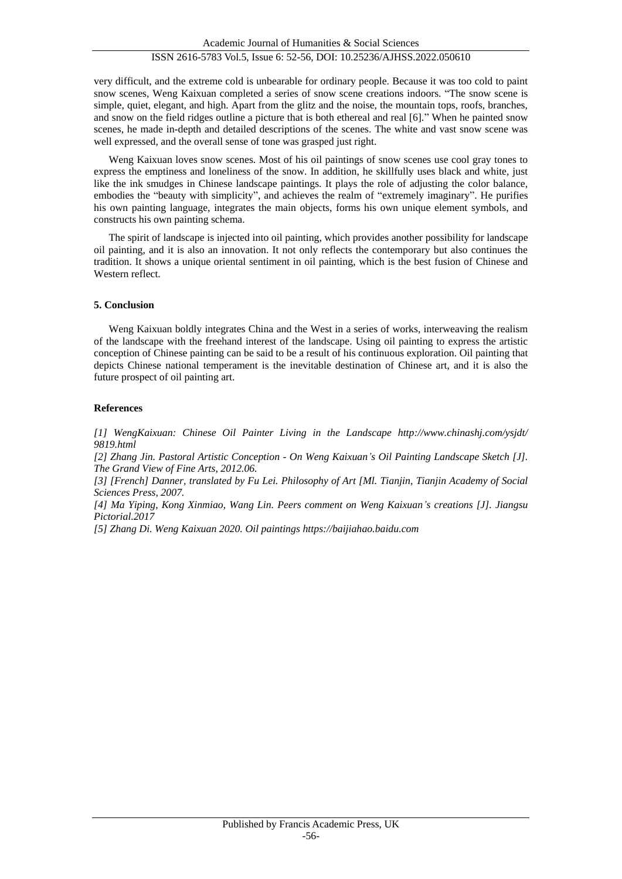very difficult, and the extreme cold is unbearable for ordinary people. Because it was too cold to paint snow scenes, Weng Kaixuan completed a series of snow scene creations indoors. "The snow scene is simple, quiet, elegant, and high. Apart from the glitz and the noise, the mountain tops, roofs, branches, and snow on the field ridges outline a picture that is both ethereal and real [6]." When he painted snow scenes, he made in-depth and detailed descriptions of the scenes. The white and vast snow scene was well expressed, and the overall sense of tone was grasped just right.

Weng Kaixuan loves snow scenes. Most of his oil paintings of snow scenes use cool gray tones to express the emptiness and loneliness of the snow. In addition, he skillfully uses black and white, just like the ink smudges in Chinese landscape paintings. It plays the role of adjusting the color balance, embodies the "beauty with simplicity", and achieves the realm of "extremely imaginary". He purifies his own painting language, integrates the main objects, forms his own unique element symbols, and constructs his own painting schema.

The spirit of landscape is injected into oil painting, which provides another possibility for landscape oil painting, and it is also an innovation. It not only reflects the contemporary but also continues the tradition. It shows a unique oriental sentiment in oil painting, which is the best fusion of Chinese and Western reflect.

## 5. Conclusion

Weng Kaixuan boldly integrates China and the West in a series of works, interweaving the realism of the landscape with the freehand interest of the landscape. Using oil painting to express the artistic conception of Chinese painting can be said to be a result of his continuous exploration. Oil painting that depicts Chinese national temperament is the inevitable destination of Chinese art, and it is also the future prospect of oil painting art.

## References

*[1] WengKaixuan: Chinese Oil Painter Living in the Landscape http://www.chinashj.com/ysjdt/9819.html*

*[2] Zhang Jin. Pastoral Artistic Conception - On Weng Kaixuan's Oil Painting Landscape Sketch [J]. The Grand View of Fine Arts, 2012.06.*

*[3] [French] Danner, translated by Fu Lei. Philosophy of Art [Ml. Tianjin, Tianjin Academy of Social Sciences Press, 2007.*

*[4] Ma Yiping, Kong Xinmiao, Wang Lin. Peers comment on Weng Kaixuan's creations [J]. Jiangsu Pictorial.2017*

*[5] Zhang Di. Weng Kaixuan 2020. Oil paintings https://baijiahao.baidu.com*